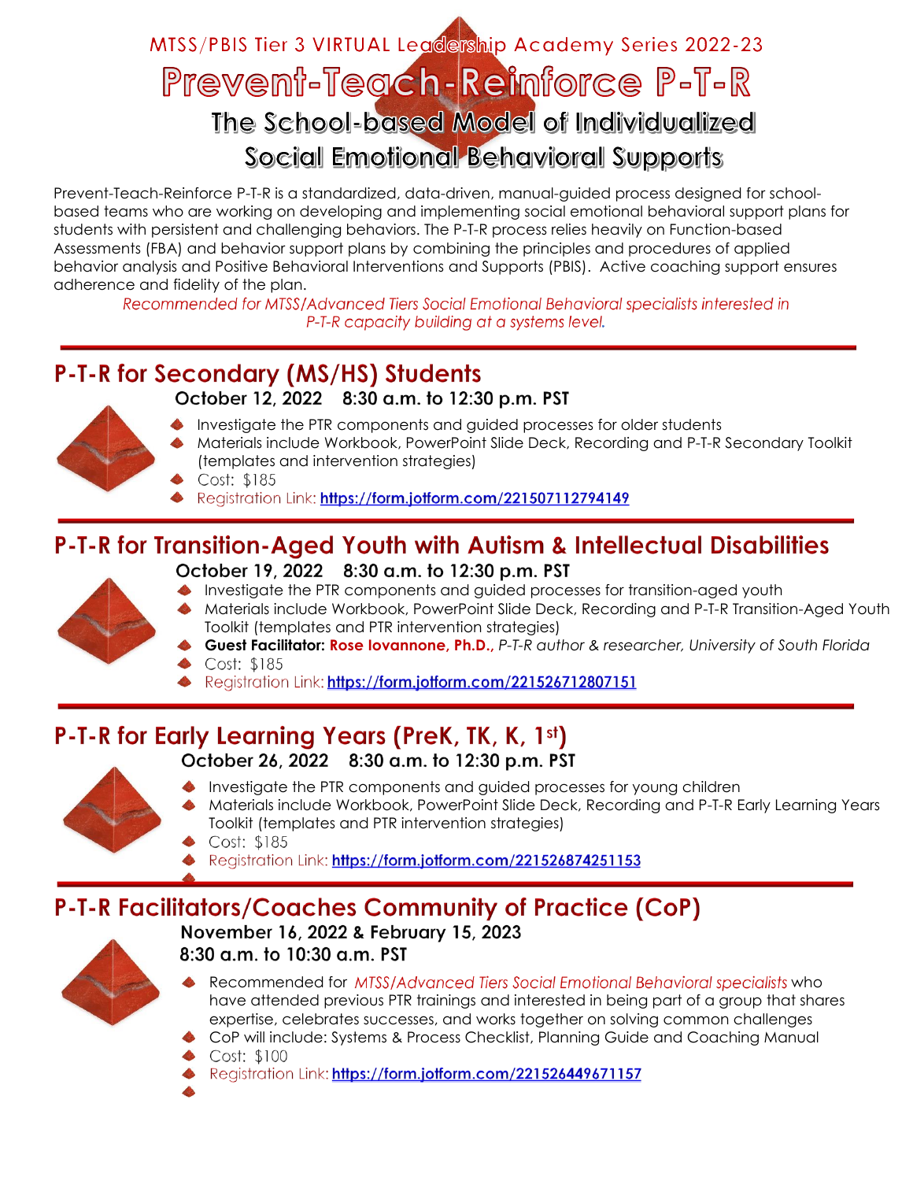MTSS/PBIS Tier 3 VIRTUAL Leadership Academy Series 2022-23

# Prevent-Teach-Reinforce P-T-R

## The School-based Model of Individualized Social Emotional Behavioral Supports

Prevent-Teach-Reinforce P-T-R is a standardized, data-driven, manual-guided process designed for school-based teams who are working on developing and implementing social emotional behavioral support plans for students with persistent and challenging behaviors. The P-T-R process relies heavily on Function-based Assessments (FBA) and behavior support plans by combining the principles and procedures of applied behavior analysis and Positive Behavioral Interventions and Supports (PBIS). Active coaching support ensures adherence and fidelity of the plan.

*Recommended for MTSS/Advanced Tiers Social Emotional Behavioral specialists interested in P-T-R capacity building at a systems level.*

---

## P-T-R for Secondary (MS/HS) Students

**October 12, 2022 8:30 a.m. to 12:30 p.m. PST**

- Investigate the PTR components and guided processes for older students
- Materials include Workbook, PowerPoint Slide Deck, Recording and P-T-R Secondary Toolkit (templates and intervention strategies)
- Cost: $185
- Registration Link: https://form.jotform.com/221507112794149

---

## P-T-R for Transition-Aged Youth with Autism & Intellectual Disabilities

**October 19, 2022 8:30 a.m. to 12:30 p.m. PST**

- Investigate the PTR components and guided processes for transition-aged youth
- Materials include Workbook, PowerPoint Slide Deck, Recording and P-T-R Transition-Aged Youth Toolkit (templates and PTR intervention strategies)
- **Guest Facilitator: Rose Iovannone, Ph.D.,** *P-T-R author & researcher, University of South Florida*
- Cost: $185
- Registration Link: https://form.jotform.com/221526712807151

---

## P-T-R for Early Learning Years (PreK, TK, K, 1st)

**October 26, 2022 8:30 a.m. to 12:30 p.m. PST**

- Investigate the PTR components and guided processes for young children
- Materials include Workbook, PowerPoint Slide Deck, Recording and P-T-R Early Learning Years Toolkit (templates and PTR intervention strategies)
- Cost: $185
- Registration Link: https://form.jotform.com/221526874251153

---

## P-T-R Facilitators/Coaches Community of Practice (CoP)

**November 16, 2022 & February 15, 2023**
**8:30 a.m. to 10:30 a.m. PST**

- Recommended for *MTSS/Advanced Tiers Social Emotional Behavioral specialists* who have attended previous PTR trainings and interested in being part of a group that shares expertise, celebrates successes, and works together on solving common challenges
- CoP will include: Systems & Process Checklist, Planning Guide and Coaching Manual
- Cost: $100
- Registration Link: https://form.jotform.com/221526449671157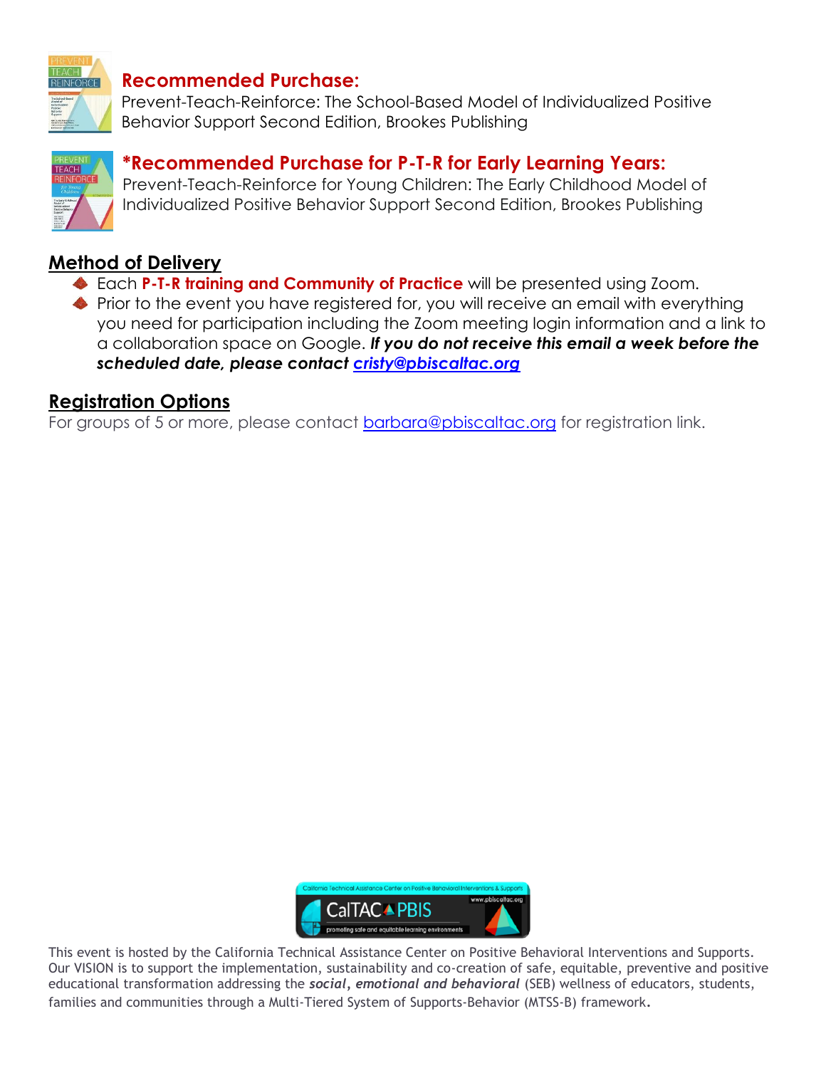**Recommended Purchase:**
Prevent-Teach-Reinforce: The School-Based Model of Individualized Positive Behavior Support Second Edition, Brookes Publishing

***Recommended Purchase for P-T-R for Early Learning Years:**
Prevent-Teach-Reinforce for Young Children: The Early Childhood Model of Individualized Positive Behavior Support Second Edition, Brookes Publishing

## Method of Delivery

- Each **P-T-R training and Community of Practice** will be presented using Zoom.
- Prior to the event you have registered for, you will receive an email with everything you need for participation including the Zoom meeting login information and a link to a collaboration space on Google. ***If you do not receive this email a week before the scheduled date, please contact cristy@pbiscaltac.org***

## Registration Options

For groups of 5 or more, please contact barbara@pbiscaltac.org for registration link.

California Technical Assistance Center on Positive Behavioral Interventions & Supports
CalTAC PBIS
www.pbiscaltac.org
promoting safe and equitable learning environments

This event is hosted by the California Technical Assistance Center on Positive Behavioral Interventions and Supports. Our VISION is to support the implementation, sustainability and co-creation of safe, equitable, preventive and positive educational transformation addressing the ***social, emotional and behavioral*** (SEB) wellness of educators, students, families and communities through a Multi-Tiered System of Supports-Behavior (MTSS-B) framework.